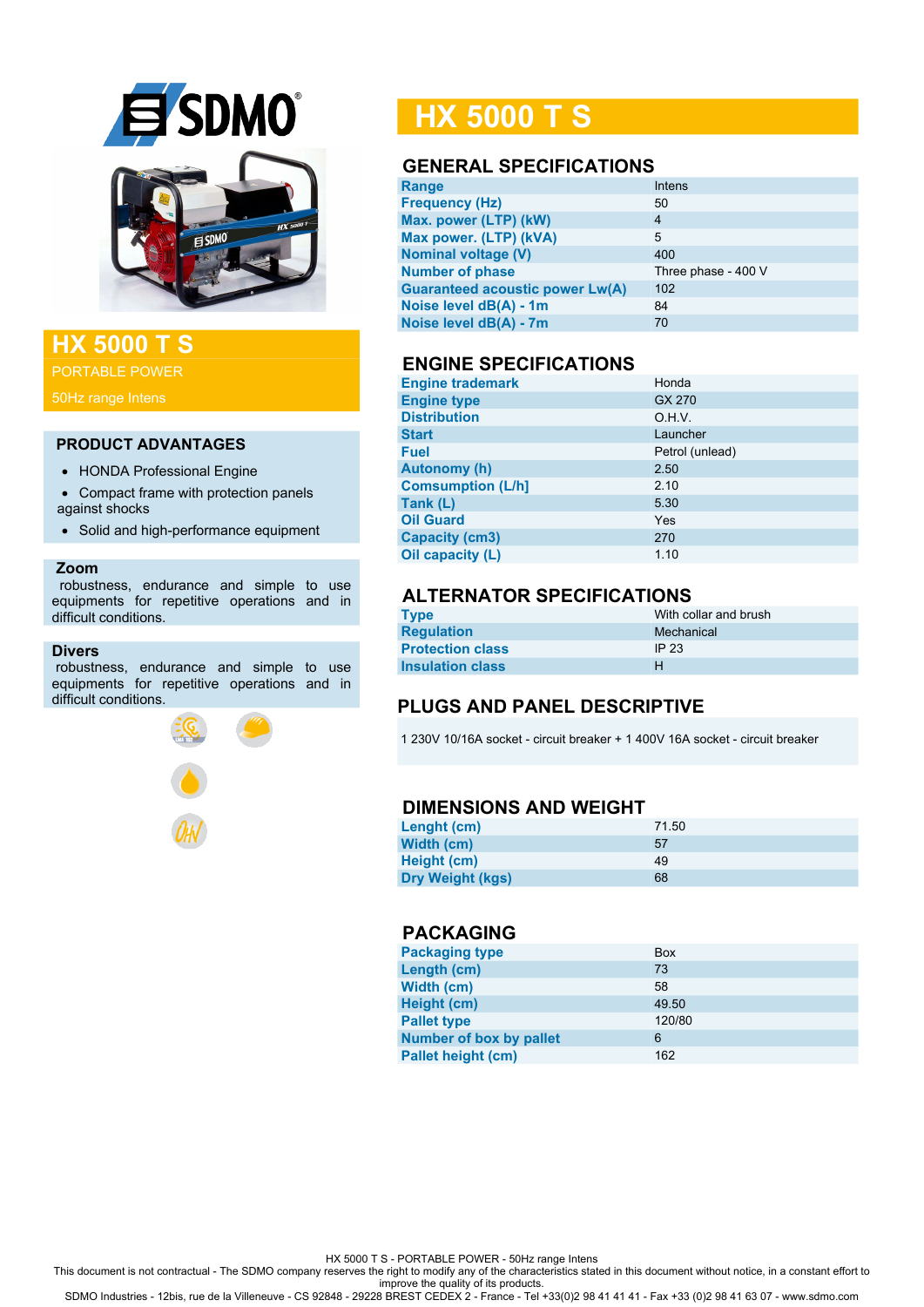# HX 5000 T S

PORTABLE POWER

50Hz range Intens

## PRODUCT ADVANTAGES

- HONDA Professional Engine
- Compact frame with protection panels against shocks
- Solid and high-performance equipment

### Zoom

robustness, endurance and simple to use equipments for repetitive operations and in difficult conditions.

### Divers

robustness, endurance and simple to use equipments for repetitive operations and in difficult conditions.

# HX 5000 T S

## GENERAL SPECIFICATIONS

| | |
|---|---|
| Range | Intens |
| Frequency (Hz) | 50 |
| Max. power (LTP) (kW) | 4 |
| Max power. (LTP) (kVA) | 5 |
| Nominal voltage (V) | 400 |
| Number of phase | Three phase - 400 V |
| Guaranteed acoustic power Lw(A) | 102 |
| Noise level dB(A) - 1m | 84 |
| Noise level dB(A) - 7m | 70 |

## ENGINE SPECIFICATIONS

| | |
|---|---|
| Engine trademark | Honda |
| Engine type | GX 270 |
| Distribution | O.H.V. |
| Start | Launcher |
| Fuel | Petrol (unlead) |
| Autonomy (h) | 2.50 |
| Comsumption (L/h] | 2.10 |
| Tank (L) | 5.30 |
| Oil Guard | Yes |
| Capacity (cm3) | 270 |
| Oil capacity (L) | 1.10 |

## ALTERNATOR SPECIFICATIONS

| | |
|---|---|
| Type | With collar and brush |
| Regulation | Mechanical |
| Protection class | IP 23 |
| Insulation class | H |

## PLUGS AND PANEL DESCRIPTIVE

1 230V 10/16A socket - circuit breaker + 1 400V 16A socket - circuit breaker

## DIMENSIONS AND WEIGHT

| | |
|---|---|
| Lenght (cm) | 71.50 |
| Width (cm) | 57 |
| Height (cm) | 49 |
| Dry Weight (kgs) | 68 |

## PACKAGING

| | |
|---|---|
| Packaging type | Box |
| Length (cm) | 73 |
| Width (cm) | 58 |
| Height (cm) | 49.50 |
| Pallet type | 120/80 |
| Number of box by pallet | 6 |
| Pallet height (cm) | 162 |

HX 5000 T S - PORTABLE POWER - 50Hz range Intens

This document is not contractual - The SDMO company reserves the right to modify any of the characteristics stated in this document without notice, in a constant effort to improve the quality of its products.

SDMO Industries - 12bis, rue de la Villeneuve - CS 92848 - 29228 BREST CEDEX 2 - France - Tel +33(0)2 98 41 41 41 - Fax +33 (0)2 98 41 63 07 - www.sdmo.com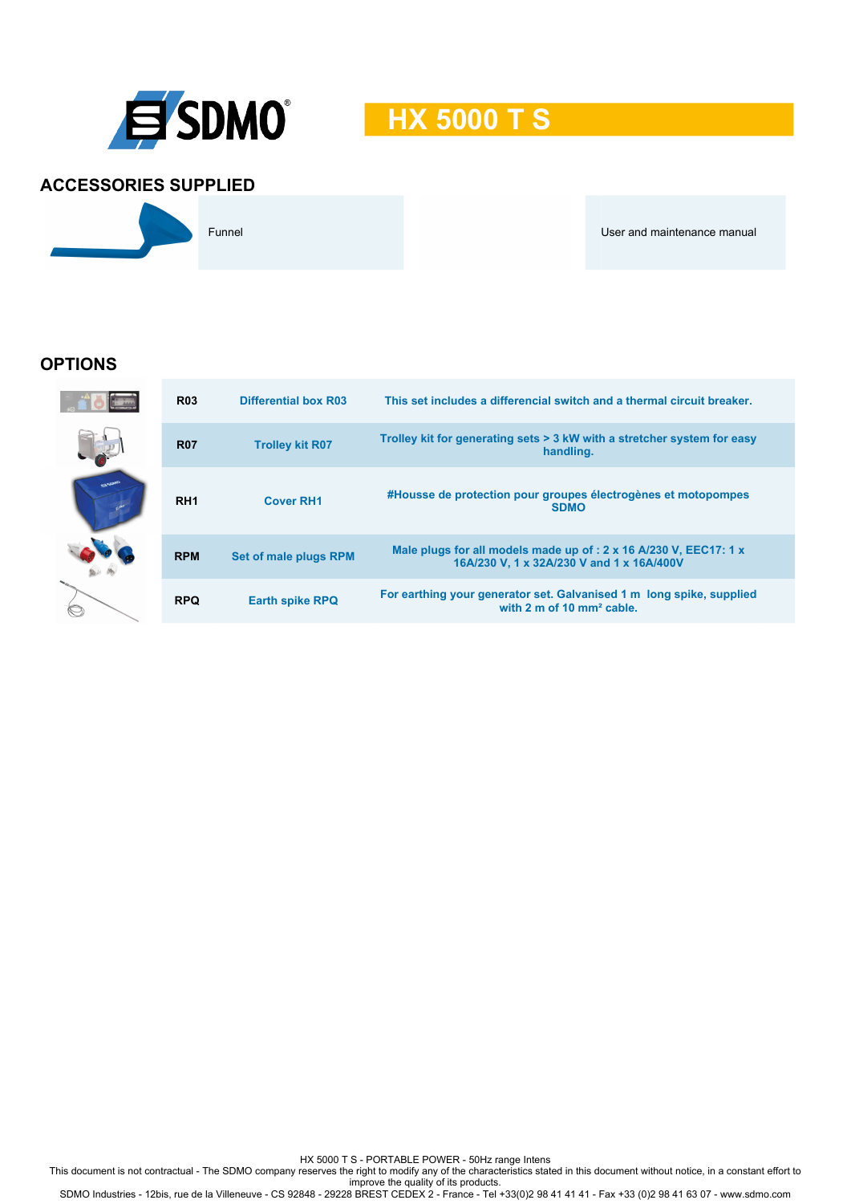# HX 5000 T S

## ACCESSORIES SUPPLIED

| | |
|---|---|
| Funnel | User and maintenance manual |

## OPTIONS

| | | |
|---|---|---|
| R03 | Differential box R03 | This set includes a differencial switch and a thermal circuit breaker. |
| R07 | Trolley kit R07 | Trolley kit for generating sets > 3 kW with a stretcher system for easy handling. |
| RH1 | Cover RH1 | #Housse de protection pour groupes électrogènes et motopompes SDMO |
| RPM | Set of male plugs RPM | Male plugs for all models made up of : 2 x 16 A/230 V, EEC17: 1 x 16A/230 V, 1 x 32A/230 V and 1 x 16A/400V |
| RPQ | Earth spike RPQ | For earthing your generator set. Galvanised 1 m long spike, supplied with 2 m of 10 mm² cable. |

HX 5000 T S - PORTABLE POWER - 50Hz range Intens

This document is not contractual - The SDMO company reserves the right to modify any of the characteristics stated in this document without notice, in a constant effort to improve the quality of its products.

SDMO Industries - 12bis, rue de la Villeneuve - CS 92848 - 29228 BREST CEDEX 2 - France - Tel +33(0)2 98 41 41 41 - Fax +33 (0)2 98 41 63 07 - www.sdmo.com